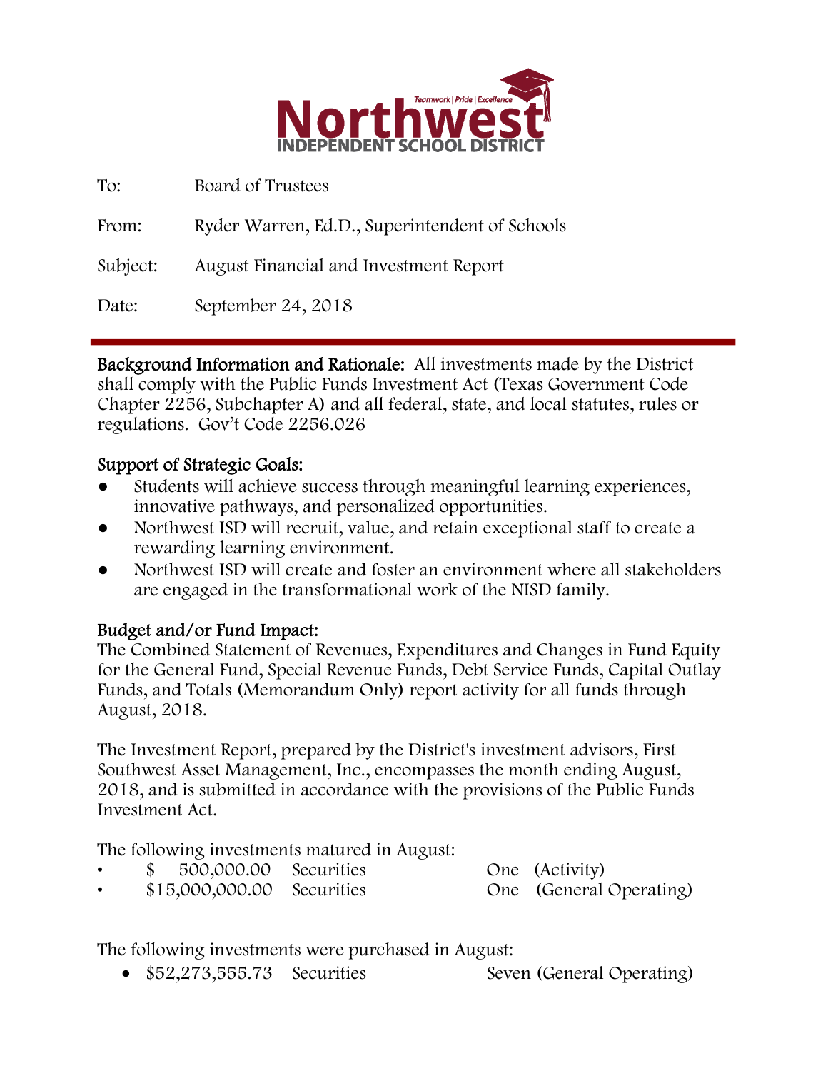**Northwest**
**INDEPENDENT SCHOOL DISTRICT**
Teamwork | Pride | Excellence

To: Board of Trustees

From: Ryder Warren, Ed.D., Superintendent of Schools

Subject: August Financial and Investment Report

Date: September 24, 2018

---

**Background Information and Rationale:** All investments made by the District shall comply with the Public Funds Investment Act (Texas Government Code Chapter 2256, Subchapter A) and all federal, state, and local statutes, rules or regulations. Gov't Code 2256.026

**Support of Strategic Goals:**

- Students will achieve success through meaningful learning experiences, innovative pathways, and personalized opportunities.
- Northwest ISD will recruit, value, and retain exceptional staff to create a rewarding learning environment.
- Northwest ISD will create and foster an environment where all stakeholders are engaged in the transformational work of the NISD family.

**Budget and/or Fund Impact:**

The Combined Statement of Revenues, Expenditures and Changes in Fund Equity for the General Fund, Special Revenue Funds, Debt Service Funds, Capital Outlay Funds, and Totals (Memorandum Only) report activity for all funds through August, 2018.

The Investment Report, prepared by the District's investment advisors, First Southwest Asset Management, Inc., encompasses the month ending August, 2018, and is submitted in accordance with the provisions of the Public Funds Investment Act.

The following investments matured in August:

- $ 500,000.00 Securities One (Activity)
- $15,000,000.00 Securities One (General Operating)

The following investments were purchased in August:

- $52,273,555.73 Securities Seven (General Operating)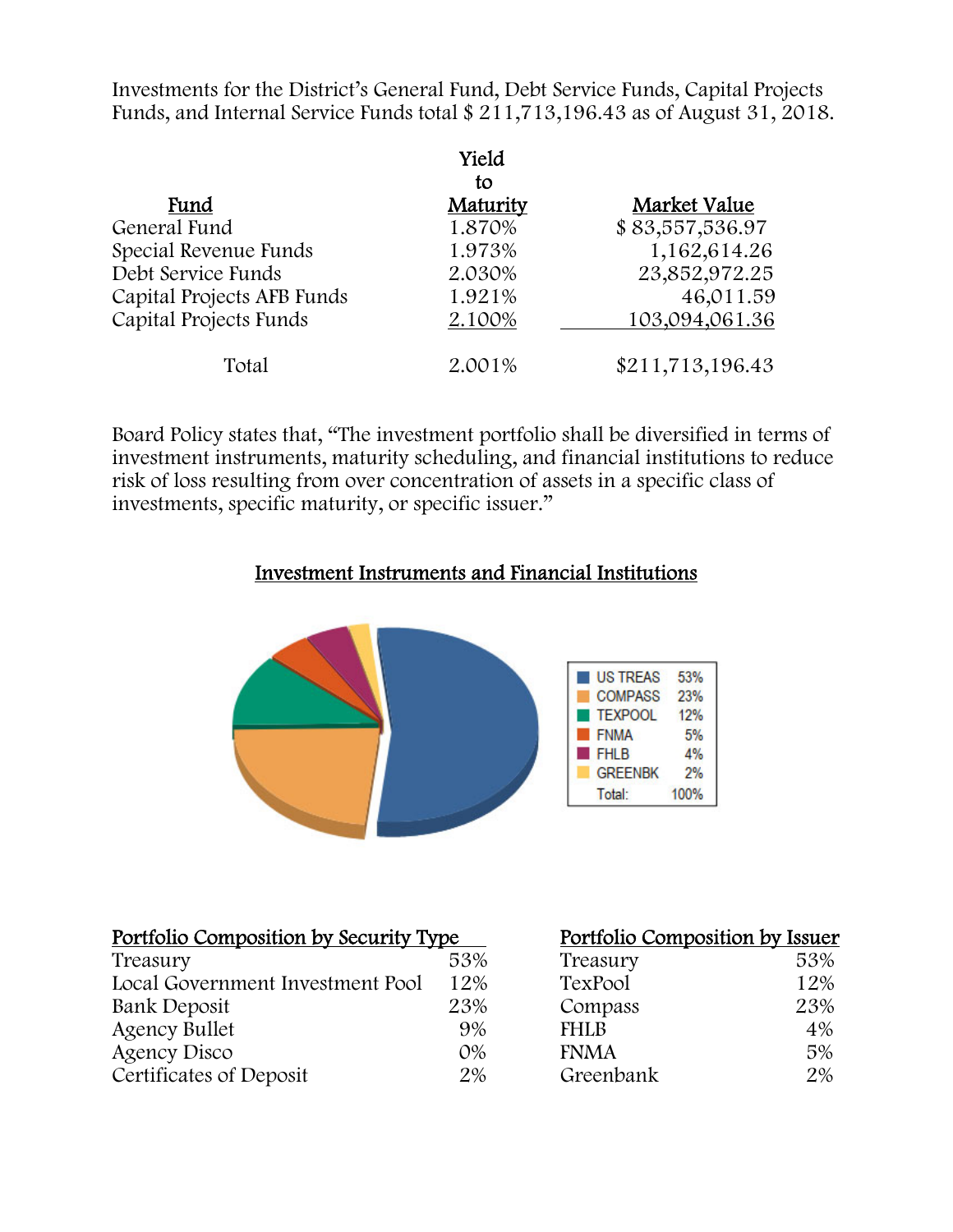Investments for the District's General Fund, Debt Service Funds, Capital Projects Funds, and Internal Service Funds total $ 211,713,196.43 as of August 31, 2018.

| Fund | Yield to Maturity | Market Value |
|---|---|---|
| General Fund | 1.870% | $ 83,557,536.97 |
| Special Revenue Funds | 1.973% | 1,162,614.26 |
| Debt Service Funds | 2.030% | 23,852,972.25 |
| Capital Projects AFB Funds | 1.921% | 46,011.59 |
| Capital Projects Funds | 2.100% | 103,094,061.36 |
| Total | 2.001% | $211,713,196.43 |

Board Policy states that, "The investment portfolio shall be diversified in terms of investment instruments, maturity scheduling, and financial institutions to reduce risk of loss resulting from over concentration of assets in a specific class of investments, specific maturity, or specific issuer."

## Investment Instruments and Financial Institutions

| | |
|---|---|
| US TREAS | 53% |
| COMPASS | 23% |
| TEXPOOL | 12% |
| FNMA | 5% |
| FHLB | 4% |
| GREENBK | 2% |
| Total: | 100% |

**Portfolio Composition by Security Type**

| | |
|---|---|
| Treasury | 53% |
| Local Government Investment Pool | 12% |
| Bank Deposit | 23% |
| Agency Bullet | 9% |
| Agency Disco | 0% |
| Certificates of Deposit | 2% |

**Portfolio Composition by Issuer**

| | |
|---|---|
| Treasury | 53% |
| TexPool | 12% |
| Compass | 23% |
| FHLB | 4% |
| FNMA | 5% |
| Greenbank | 2% |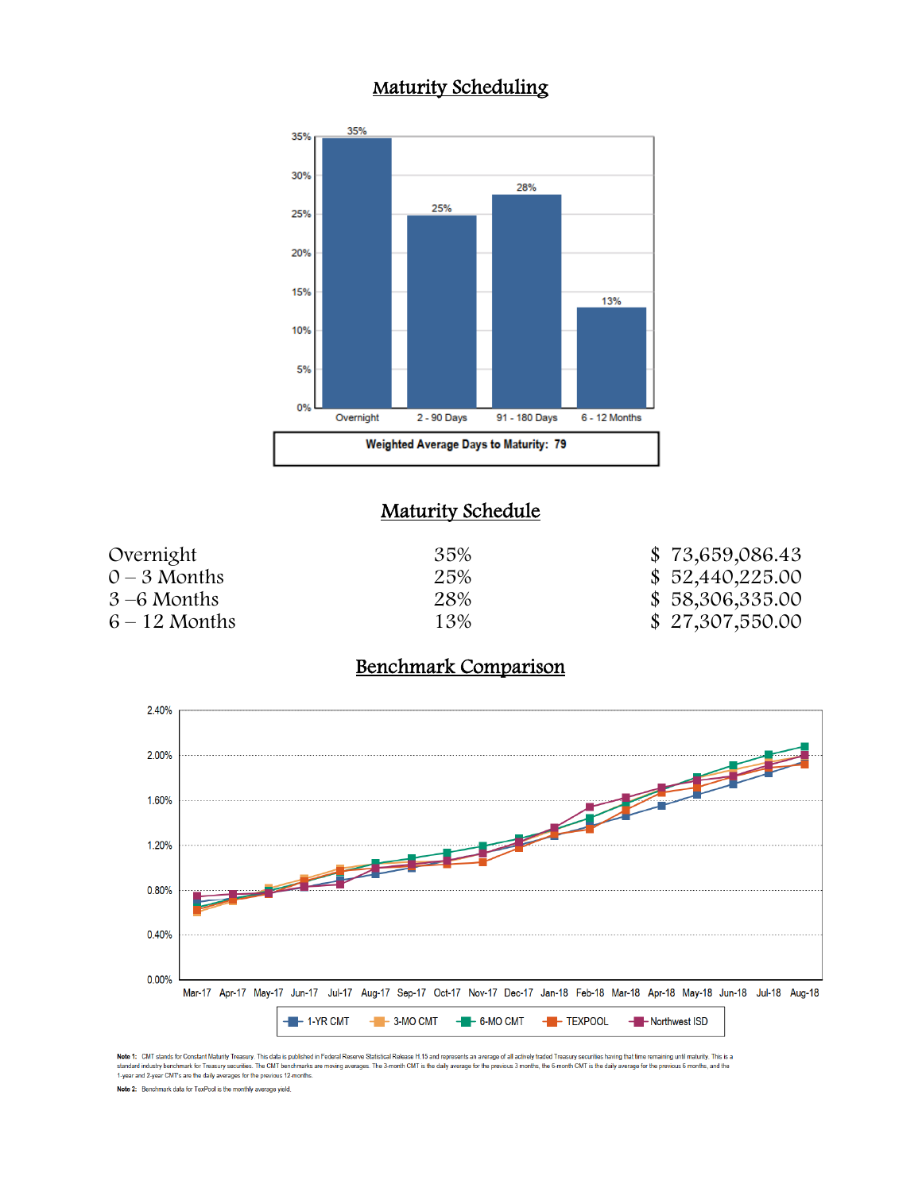## Maturity Scheduling

| Overnight | 2 - 90 Days | 91 - 180 Days | 6 - 12 Months |
|---|---|---|---|
| 35% | 25% | 28% | 13% |

**Weighted Average Days to Maturity: 79**

## Maturity Schedule

| | | |
|---|---|---|
| Overnight | 35% | $ 73,659,086.43 |
| 0 – 3 Months | 25% | $ 52,440,225.00 |
| 3 –6 Months | 28% | $ 58,306,335.00 |
| 6 – 12 Months | 13% | $ 27,307,550.00 |

## Benchmark Comparison

Legend: 1-YR CMT, 3-MO CMT, 6-MO CMT, TEXPOOL, Northwest ISD

Mar-17 Apr-17 May-17 Jun-17 Jul-17 Aug-17 Sep-17 Oct-17 Nov-17 Dec-17 Jan-18 Feb-18 Mar-18 Apr-18 May-18 Jun-18 Jul-18 Aug-18

**Note 1:** CMT stands for Constant Maturity Treasury. This data is published in Federal Reserve Statistical Release H.15 and represents an average of all actively traded Treasury securities having that time remaining until maturity. This is a standard industry benchmark for Treasury securities. The CMT benchmarks are moving averages. The 3-month CMT is the daily average for the previous 3 months, the 6-month CMT is the daily average for the previous 6 months, and the 1-year and 2-year CMT's are the daily averages for the previous 12-months.

**Note 2:** Benchmark data for TexPool is the monthly average yield.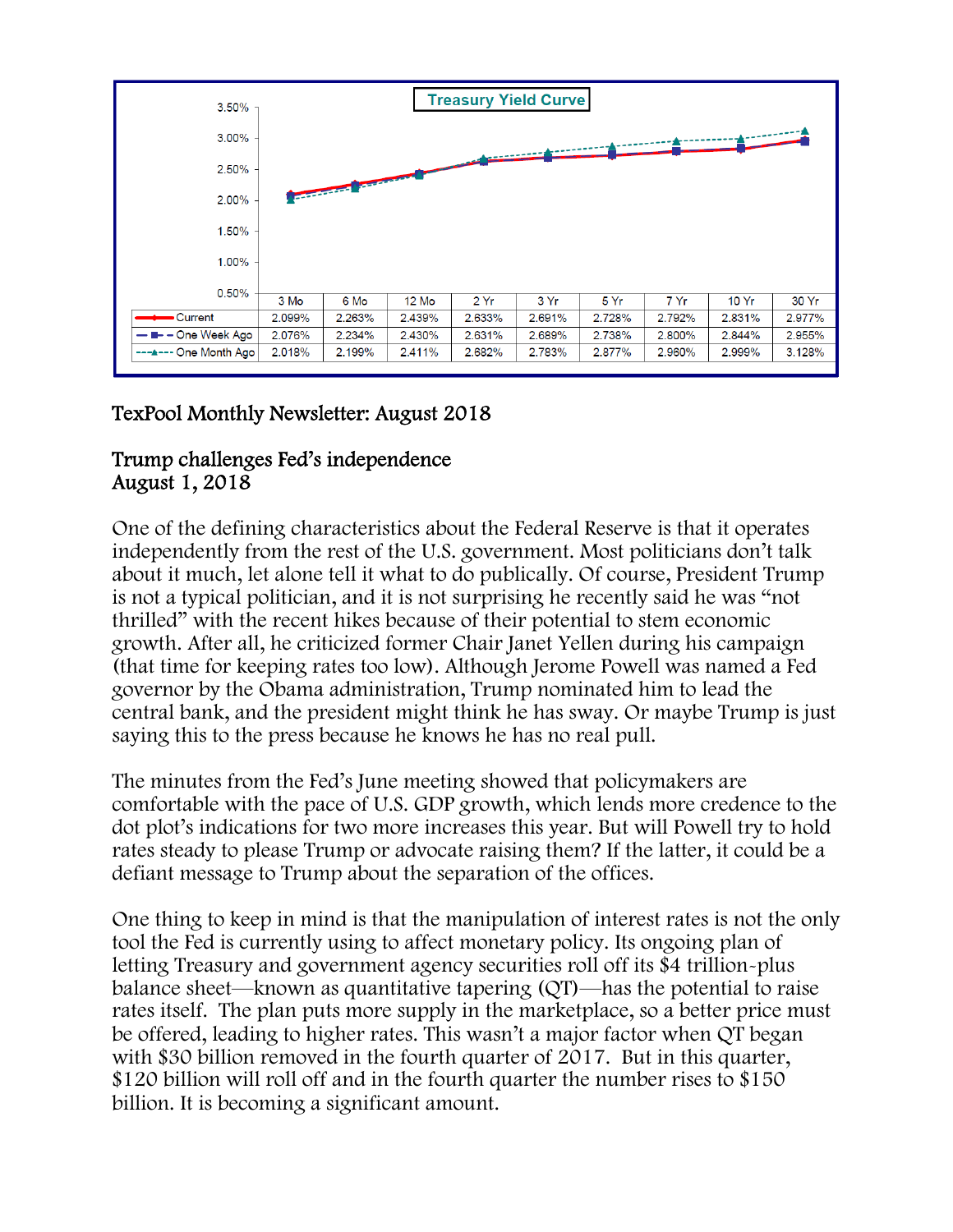**Treasury Yield Curve**

| | 3 Mo | 6 Mo | 12 Mo | 2 Yr | 3 Yr | 5 Yr | 7 Yr | 10 Yr | 30 Yr |
|---|---|---|---|---|---|---|---|---|---|
| Current | 2.099% | 2.263% | 2.439% | 2.633% | 2.691% | 2.728% | 2.792% | 2.831% | 2.977% |
| One Week Ago | 2.076% | 2.234% | 2.430% | 2.631% | 2.689% | 2.738% | 2.800% | 2.844% | 2.955% |
| One Month Ago | 2.018% | 2.199% | 2.411% | 2.682% | 2.783% | 2.877% | 2.960% | 2.999% | 3.128% |

## TexPool Monthly Newsletter: August 2018

### Trump challenges Fed's independence
### August 1, 2018

One of the defining characteristics about the Federal Reserve is that it operates independently from the rest of the U.S. government. Most politicians don't talk about it much, let alone tell it what to do publically. Of course, President Trump is not a typical politician, and it is not surprising he recently said he was "not thrilled" with the recent hikes because of their potential to stem economic growth. After all, he criticized former Chair Janet Yellen during his campaign (that time for keeping rates too low). Although Jerome Powell was named a Fed governor by the Obama administration, Trump nominated him to lead the central bank, and the president might think he has sway. Or maybe Trump is just saying this to the press because he knows he has no real pull.

The minutes from the Fed's June meeting showed that policymakers are comfortable with the pace of U.S. GDP growth, which lends more credence to the dot plot's indications for two more increases this year. But will Powell try to hold rates steady to please Trump or advocate raising them? If the latter, it could be a defiant message to Trump about the separation of the offices.

One thing to keep in mind is that the manipulation of interest rates is not the only tool the Fed is currently using to affect monetary policy. Its ongoing plan of letting Treasury and government agency securities roll off its $4 trillion-plus balance sheet—known as quantitative tapering (QT)—has the potential to raise rates itself. The plan puts more supply in the marketplace, so a better price must be offered, leading to higher rates. This wasn't a major factor when QT began with $30 billion removed in the fourth quarter of 2017. But in this quarter, $120 billion will roll off and in the fourth quarter the number rises to $150 billion. It is becoming a significant amount.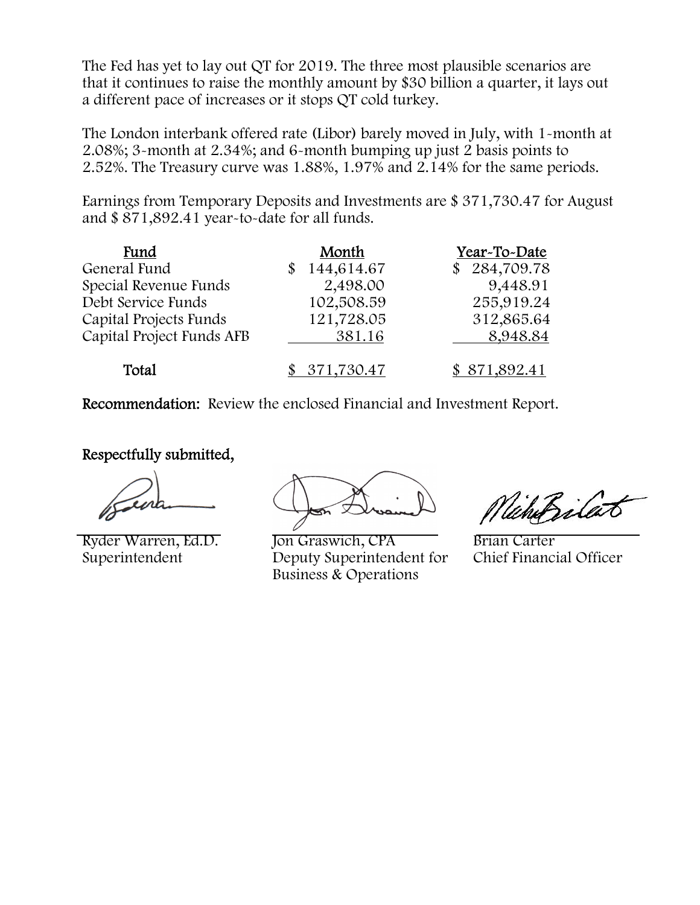The Fed has yet to lay out QT for 2019. The three most plausible scenarios are that it continues to raise the monthly amount by $30 billion a quarter, it lays out a different pace of increases or it stops QT cold turkey.

The London interbank offered rate (Libor) barely moved in July, with 1-month at 2.08%; 3-month at 2.34%; and 6-month bumping up just 2 basis points to 2.52%. The Treasury curve was 1.88%, 1.97% and 2.14% for the same periods.

Earnings from Temporary Deposits and Investments are $ 371,730.47 for August and $ 871,892.41 year-to-date for all funds.

| Fund | Month | Year-To-Date |
|---|---|---|
| General Fund | $ 144,614.67 | $ 284,709.78 |
| Special Revenue Funds | 2,498.00 | 9,448.91 |
| Debt Service Funds | 102,508.59 | 255,919.24 |
| Capital Projects Funds | 121,728.05 | 312,865.64 |
| Capital Project Funds AFB | 381.16 | 8,948.84 |
| **Total** | $ 371,730.47 | $ 871,892.41 |

**Recommendation:** Review the enclosed Financial and Investment Report.

**Respectfully submitted,**

Ryder Warren, Ed.D.
Superintendent

Jon Graswich, CPA
Deputy Superintendent for Business & Operations

Brian Carter
Chief Financial Officer